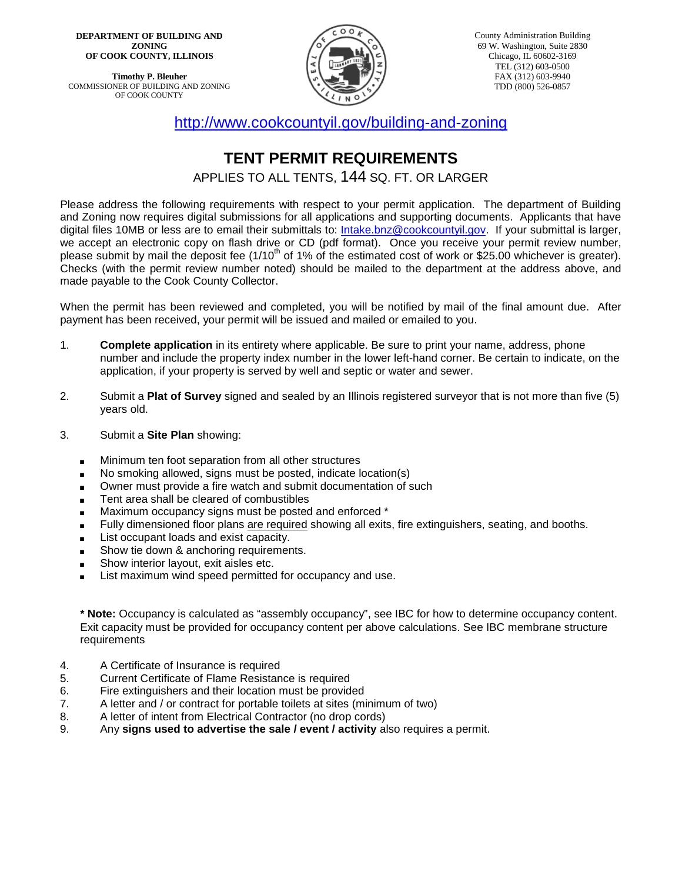**DEPARTMENT OF BUILDING AND ZONING**
**OF COOK COUNTY, ILLINOIS**

**Timothy P. Bleuher**
COMMISSIONER OF BUILDING AND ZONING
OF COOK COUNTY

County Administration Building
69 W. Washington, Suite 2830
Chicago, IL 60602-3169
TEL (312) 603-0500
FAX (312) 603-9940
TDD (800) 526-0857

http://www.cookcountyil.gov/building-and-zoning

# TENT PERMIT REQUIREMENTS

APPLIES TO ALL TENTS, 144 SQ. FT. OR LARGER

Please address the following requirements with respect to your permit application. The department of Building and Zoning now requires digital submissions for all applications and supporting documents. Applicants that have digital files 10MB or less are to email their submittals to: Intake.bnz@cookcountyil.gov. If your submittal is larger, we accept an electronic copy on flash drive or CD (pdf format). Once you receive your permit review number, please submit by mail the deposit fee (1/10th of 1% of the estimated cost of work or $25.00 whichever is greater). Checks (with the permit review number noted) should be mailed to the department at the address above, and made payable to the Cook County Collector.

When the permit has been reviewed and completed, you will be notified by mail of the final amount due. After payment has been received, your permit will be issued and mailed or emailed to you.

1. **Complete application** in its entirety where applicable. Be sure to print your name, address, phone number and include the property index number in the lower left-hand corner. Be certain to indicate, on the application, if your property is served by well and septic or water and sewer.

2. Submit a **Plat of Survey** signed and sealed by an Illinois registered surveyor that is not more than five (5) years old.

3. Submit a **Site Plan** showing:

   - Minimum ten foot separation from all other structures
   - No smoking allowed, signs must be posted, indicate location(s)
   - Owner must provide a fire watch and submit documentation of such
   - Tent area shall be cleared of combustibles
   - Maximum occupancy signs must be posted and enforced *
   - Fully dimensioned floor plans are required showing all exits, fire extinguishers, seating, and booths.
   - List occupant loads and exist capacity.
   - Show tie down & anchoring requirements.
   - Show interior layout, exit aisles etc.
   - List maximum wind speed permitted for occupancy and use.

   *** Note:** Occupancy is calculated as "assembly occupancy", see IBC for how to determine occupancy content. Exit capacity must be provided for occupancy content per above calculations. See IBC membrane structure requirements

4. A Certificate of Insurance is required
5. Current Certificate of Flame Resistance is required
6. Fire extinguishers and their location must be provided
7. A letter and / or contract for portable toilets at sites (minimum of two)
8. A letter of intent from Electrical Contractor (no drop cords)
9. Any **signs used to advertise the sale / event / activity** also requires a permit.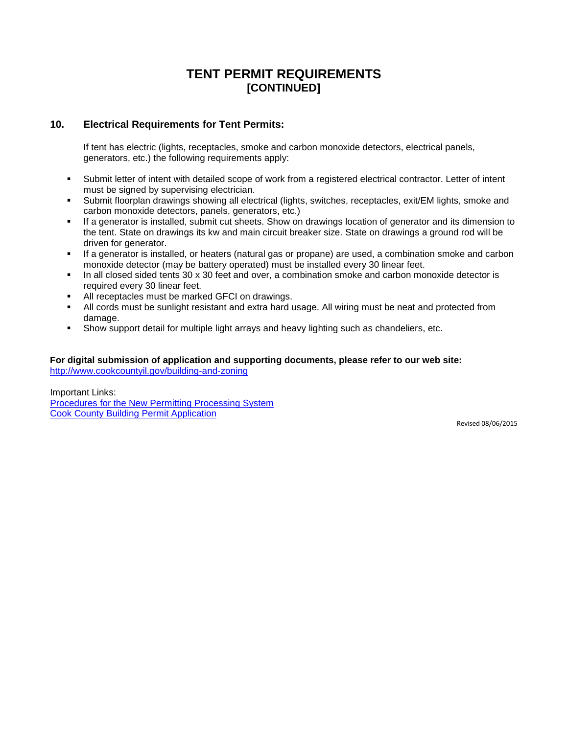# TENT PERMIT REQUIREMENTS
## [CONTINUED]

### 10. Electrical Requirements for Tent Permits:

If tent has electric (lights, receptacles, smoke and carbon monoxide detectors, electrical panels, generators, etc.) the following requirements apply:

- Submit letter of intent with detailed scope of work from a registered electrical contractor. Letter of intent must be signed by supervising electrician.
- Submit floorplan drawings showing all electrical (lights, switches, receptacles, exit/EM lights, smoke and carbon monoxide detectors, panels, generators, etc.)
- If a generator is installed, submit cut sheets. Show on drawings location of generator and its dimension to the tent. State on drawings its kw and main circuit breaker size. State on drawings a ground rod will be driven for generator.
- If a generator is installed, or heaters (natural gas or propane) are used, a combination smoke and carbon monoxide detector (may be battery operated) must be installed every 30 linear feet.
- In all closed sided tents 30 x 30 feet and over, a combination smoke and carbon monoxide detector is required every 30 linear feet.
- All receptacles must be marked GFCI on drawings.
- All cords must be sunlight resistant and extra hard usage. All wiring must be neat and protected from damage.
- Show support detail for multiple light arrays and heavy lighting such as chandeliers, etc.

**For digital submission of application and supporting documents, please refer to our web site:**
[http://www.cookcountyil.gov/building-and-zoning](http://www.cookcountyil.gov/building-and-zoning)

Important Links:
Procedures for the New Permitting Processing System
Cook County Building Permit Application

Revised 08/06/2015